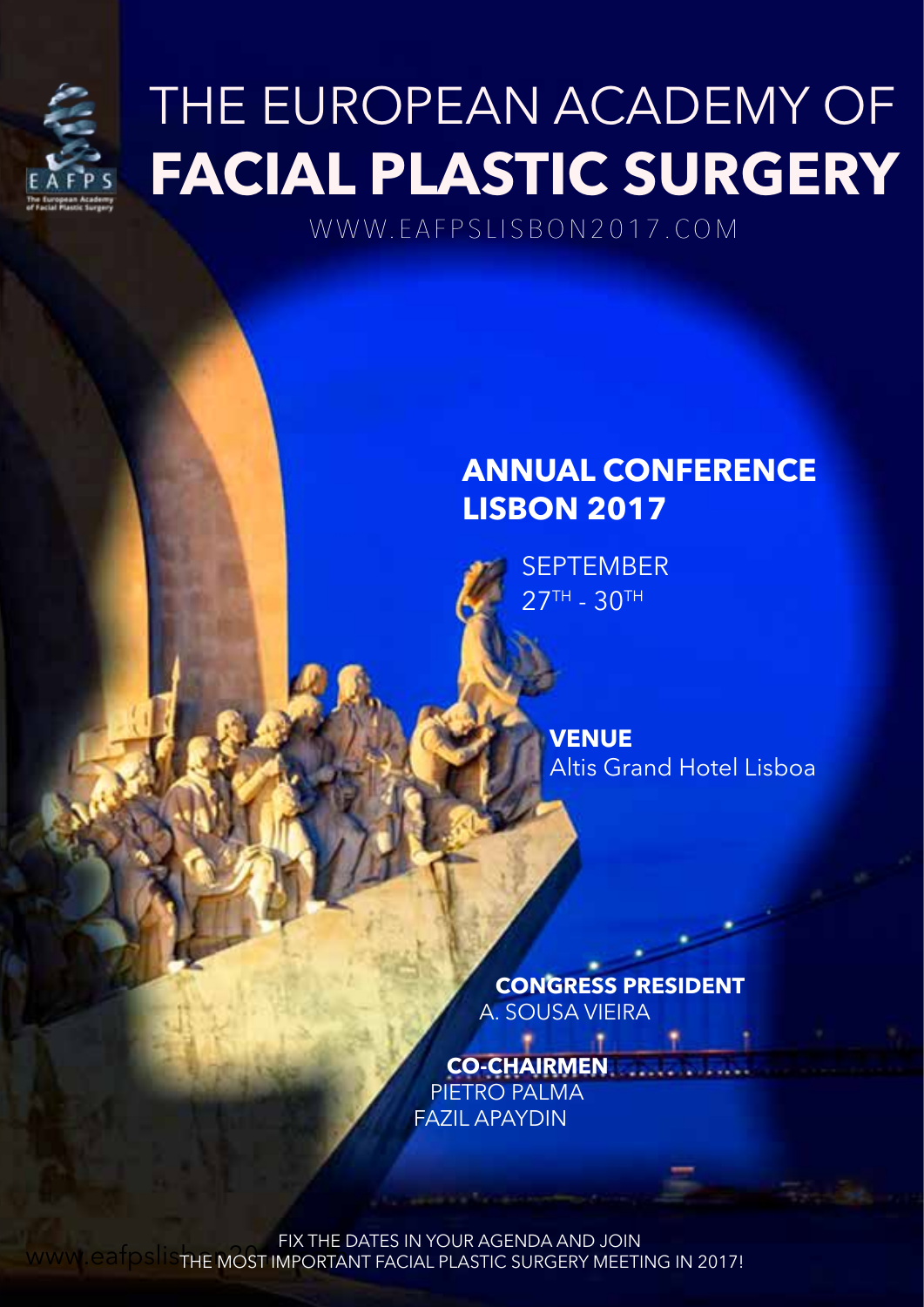# THE EUROPEAN ACADEMY OF **FACIAL PLASTIC SURGERY**

WWW.EAFPSLISBON2017.COM

## ANNUAL CONFERENCE LISBON 2017

SEPTEMBER
27TH - 30TH

**VENUE**
Altis Grand Hotel Lisboa

**CONGRESS PRESIDENT**
A. SOUSA VIEIRA

**CO-CHAIRMEN**
PIETRO PALMA
FAZIL APAYDIN

FIX THE DATES IN YOUR AGENDA AND JOIN
THE MOST IMPORTANT FACIAL PLASTIC SURGERY MEETING IN 2017!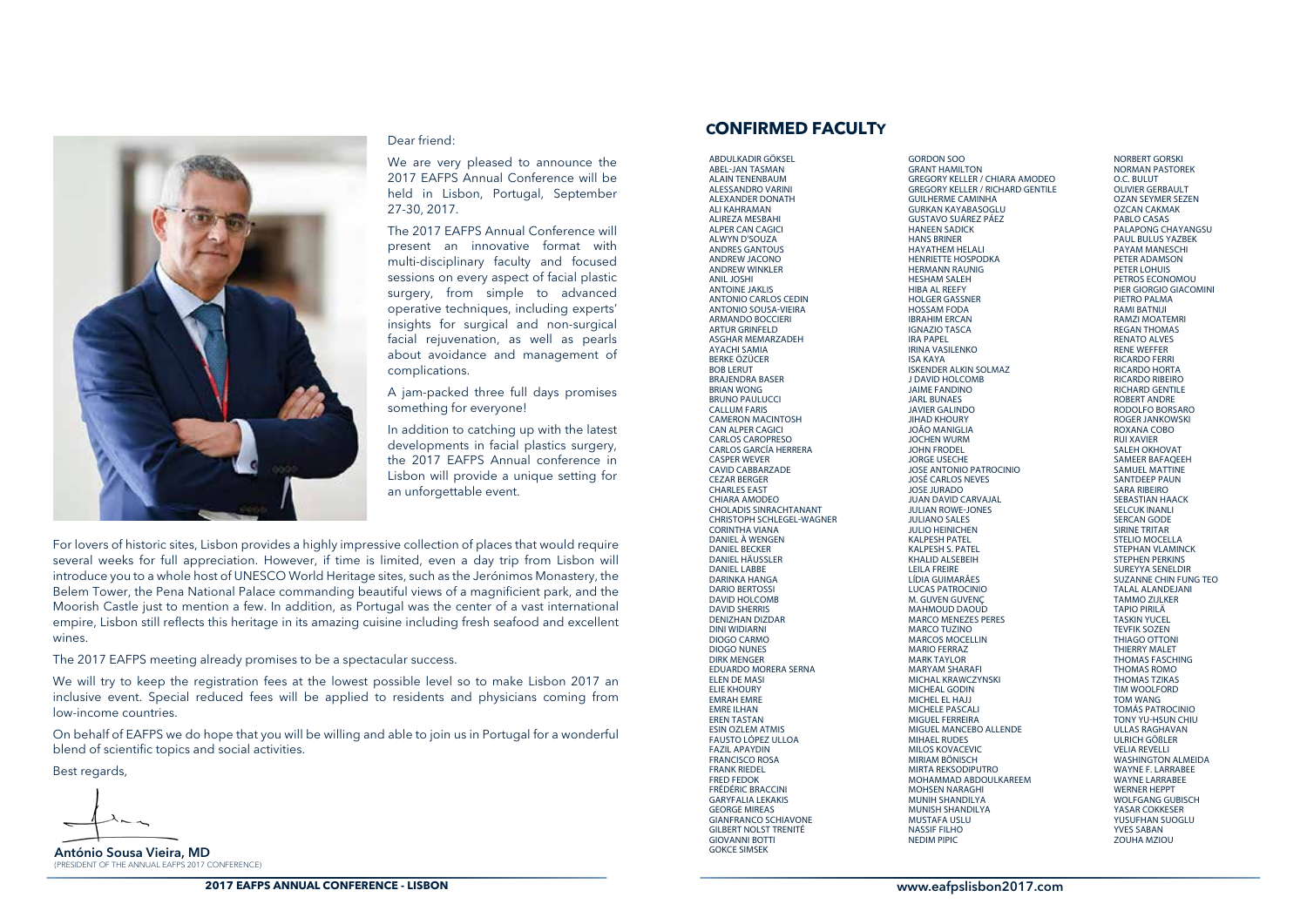Dear friend:

We are very pleased to announce the 2017 EAFPS Annual Conference will be held in Lisbon, Portugal, September 27-30, 2017.

The 2017 EAFPS Annual Conference will present an innovative format with multi-disciplinary faculty and focused sessions on every aspect of facial plastic surgery, from simple to advanced operative techniques, including experts' insights for surgical and non-surgical facial rejuvenation, as well as pearls about avoidance and management of complications.

A jam-packed three full days promises something for everyone!

In addition to catching up with the latest developments in facial plastics surgery, the 2017 EAFPS Annual conference in Lisbon will provide a unique setting for an unforgettable event.

For lovers of historic sites, Lisbon provides a highly impressive collection of places that would require several weeks for full appreciation. However, if time is limited, even a day trip from Lisbon will introduce you to a whole host of UNESCO World Heritage sites, such as the Jerónimos Monastery, the Belem Tower, the Pena National Palace commanding beautiful views of a magnificient park, and the Moorish Castle just to mention a few. In addition, as Portugal was the center of a vast international empire, Lisbon still reflects this heritage in its amazing cuisine including fresh seafood and excellent wines.

The 2017 EAFPS meeting already promises to be a spectacular success.

We will try to keep the registration fees at the lowest possible level so to make Lisbon 2017 an inclusive event. Special reduced fees will be applied to residents and physicians coming from low-income countries.

On behalf of EAFPS we do hope that you will be willing and able to join us in Portugal for a wonderful blend of scientific topics and social activities.

Best regards,

**António Sousa Vieira, MD**
(PRESIDENT OF THE ANNUAL EAFPS 2017 CONFERENCE)

## CONFIRMED FACULTY

ABDULKADIR GÖKSEL
ABEL-JAN TASMAN
ALAIN TENENBAUM
ALESSANDRO VARINI
ALEXANDER DONATH
ALI KAHRAMAN
ALIREZA MESBAHI
ALPER CAN CAGICI
ALWYN D'SOUZA
ANDRES GANTOUS
ANDREW JACONO
ANDREW WINKLER
ANIL JOSHI
ANTOINE JAKLIS
ANTONIO CARLOS CEDIN
ANTONIO SOUSA-VIEIRA
ARMANDO BOCCIERI
ARTUR GRINFELD
ASGHAR MEMARZADEH
AYACHI SAMIA
BERKE ÖZÜCER
BOB LERUT
BRAJENDRA BASER
BRIAN WONG
BRUNO PAULUCCI
CALLUM FARIS
CAMERON MACINTOSH
CAN ALPER CAGICI
CARLOS CAROPRESO
CARLOS GARCÍA HERRERA
CASPER WEVER
CAVID CABBARZADE
CEZAR BERGER
CHARLES EAST
CHIARA AMODEO
CHOLADIS SINRACHTANANT
CHRISTOPH SCHLEGEL-WAGNER
CORINTHA VIANA
DANIEL À WENGEN
DANIEL BECKER
DANIEL HÄUSSLER
DANIEL LABBE
DARINKA HANGA
DARIO BERTOSSI
DAVID HOLCOMB
DAVID SHERRIS
DENIZHAN DIZDAR
DINI WIDIARNI
DIOGO CARMO
DIOGO NUNES
DIRK MENGER
EDUARDO MORERA SERNA
ELEN DE MASI
ELIE KHOURY
EMRAH EMRE
EMRE ILHAN
EREN TASTAN
ESIN OZLEM ATMIS
FAUSTO LÓPEZ ULLOA
FAZIL APAYDIN
FRANCISCO ROSA
FRANK RIEDEL
FRED FEDOK
FRÉDÉRIC BRACCINI
GARYFALIA LEKAKIS
GEORGE MIREAS
GIANFRANCO SCHIAVONE
GILBERT NOLST TRENITÉ
GIOVANNI BOTTI
GOKCE SIMSEK
GORDON SOO
GRANT HAMILTON
GREGORY KELLER / CHIARA AMODEO
GREGORY KELLER / RICHARD GENTILE
GUILHERME CAMINHA
GURKAN KAYABASOGLU
GUSTAVO SUÁREZ PÁEZ
HANEEN SADICK
HANS BRINER
HAYATHEM HELALI
HENRIETTE HOSPODKA
HERMANN RAUNIG
HESHAM SALEH
HIBA AL REEFY
HOLGER GASSNER
HOSSAM FODA
IBRAHIM ERCAN
IGNAZIO TASCA
IRA PAPEL
IRINA VASILENKO
ISA KAYA
ISKENDER ALKIN SOLMAZ
J DAVID HOLCOMB
JAIME FANDINO
JARL BUNAES
JAVIER GALINDO
JIHAD KHOURY
JOÃO MANIGLIA
JOCHEN WURM
JOHN FRODEL
JORGE USECHE
JOSE ANTONIO PATROCINIO
JOSÉ CARLOS NEVES
JOSE JURADO
JUAN DAVID CARVAJAL
JULIAN ROWE-JONES
JULIANO SALES
JULIO HEINICHEN
KALPESH PATEL
KALPESH S. PATEL
KHALID ALSEBEIH
LEILA FREIRE
LÍDIA GUIMARÃES
LUCAS PATROCINIO
M. GUVEN GUVENÇ
MAHMOUD DAOUD
MARCO MENEZES PERES
MARCO TUZINO
MARCOS MOCELLIN
MARIO FERRAZ
MARK TAYLOR
MARYAM SHARAFI
MICHAL KRAWCZYNSKI
MICHEAL GODIN
MICHEL EL HAJJ
MICHELE PASCALI
MIGUEL FERREIRA
MIGUEL MANCEBO ALLENDE
MIHAEL RUDES
MILOS KOVACEVIC
MIRIAM BÖNISCH
MIRTA REKSODIPUTRO
MOHAMMAD ABDOULKAREEM
MOHSEN NARAGHI
MUNIH SHANDILYA
MUNISH SHANDILYA
MUSTAFA USLU
NASSIF FILHO
NEDIM PIPIC
NORBERT GORSKI
NORMAN PASTOREK
O.C. BULUT
OLIVIER GERBAULT
OZAN SEYMER SEZEN
OZCAN CAKMAK
PABLO CASAS
PALAPONG CHAYANGSU
PAUL BULUS YAZBEK
PAYAM MANESCHI
PETER ADAMSON
PETER LOHUIS
PETROS ECONOMOU
PIER GIORGIO GIACOMINI
PIETRO PALMA
RAMI BATNIJI
RAMZI MOATEMRI
REGAN THOMAS
RENATO ALVES
RENE WEFFER
RICARDO FERRI
RICARDO HORTA
RICARDO RIBEIRO
RICHARD GENTILE
ROBERT ANDRE
RODOLFO BORSARO
ROGER JANKOWSKI
ROXANA COBO
RUI XAVIER
SALEH OKHOVAT
SAMEER BAFAQEEH
SAMUEL MATTINE
SANTDEEP PAUN
SARA RIBEIRO
SEBASTIAN HAACK
SELCUK INANLI
SERCAN GODE
SIRINE TRITAR
STELIO MOCELLA
STEPHAN VLAMINCK
STEPHEN PERKINS
SUREYYA SENELDIR
SUZANNE CHIN FUNG TEO
TALAL ALANDEJANI
TAMMO ZIJLKER
TAPIO PIRILÄ
TASKIN YUCEL
TEVFIK SOZEN
THIAGO OTTONI
THIERRY MALET
THOMAS FASCHING
THOMAS ROMO
THOMAS TZIKAS
TIM WOOLFORD
TOM WANG
TOMÁS PATROCINIO
TONY YU-HSUN CHIU
ULLAS RAGHAVAN
ULRICH GÖßLER
VELIA REVELLI
WASHINGTON ALMEIDA
WAYNE F. LARRABEE
WAYNE LARRABEE
WERNER HEPPT
WOLFGANG GUBISCH
YASAR COKKESER
YUSUFHAN SUOGLU
YVES SABAN
ZOUHA MZIOU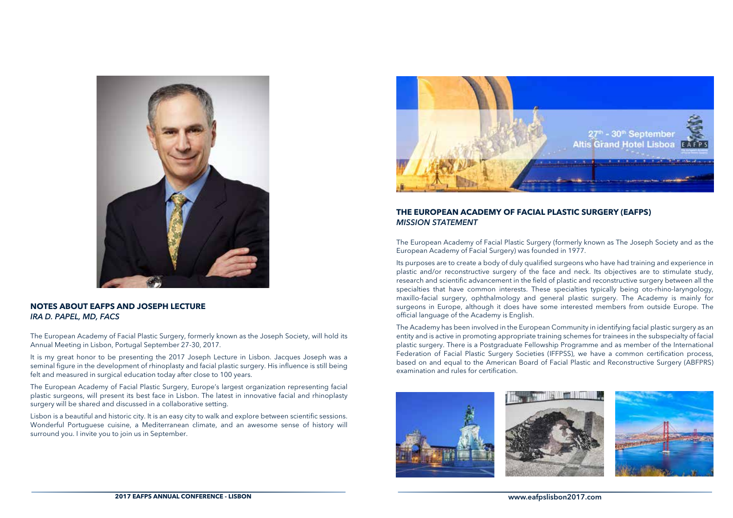## NOTES ABOUT EAFPS AND JOSEPH LECTURE

*IRA D. PAPEL, MD, FACS*

The European Academy of Facial Plastic Surgery, formerly known as the Joseph Society, will hold its Annual Meeting in Lisbon, Portugal September 27-30, 2017.

It is my great honor to be presenting the 2017 Joseph Lecture in Lisbon. Jacques Joseph was a seminal figure in the development of rhinoplasty and facial plastic surgery. His influence is still being felt and measured in surgical education today after close to 100 years.

The European Academy of Facial Plastic Surgery, Europe's largest organization representing facial plastic surgeons, will present its best face in Lisbon. The latest in innovative facial and rhinoplasty surgery will be shared and discussed in a collaborative setting.

Lisbon is a beautiful and historic city. It is an easy city to walk and explore between scientific sessions. Wonderful Portuguese cuisine, a Mediterranean climate, and an awesome sense of history will surround you. I invite you to join us in September.

27th - 30th September
Altis Grand Hotel Lisboa

## THE EUROPEAN ACADEMY OF FACIAL PLASTIC SURGERY (EAFPS)

*MISSION STATEMENT*

The European Academy of Facial Plastic Surgery (formerly known as The Joseph Society and as the European Academy of Facial Surgery) was founded in 1977.

Its purposes are to create a body of duly qualified surgeons who have had training and experience in plastic and/or reconstructive surgery of the face and neck. Its objectives are to stimulate study, research and scientific advancement in the field of plastic and reconstructive surgery between all the specialties that have common interests. These specialties typically being oto-rhino-laryngology, maxillo-facial surgery, ophthalmology and general plastic surgery. The Academy is mainly for surgeons in Europe, although it does have some interested members from outside Europe. The official language of the Academy is English.

The Academy has been involved in the European Community in identifying facial plastic surgery as an entity and is active in promoting appropriate training schemes for trainees in the subspecialty of facial plastic surgery. There is a Postgraduate Fellowship Programme and as member of the International Federation of Facial Plastic Surgery Societies (IFFPSS), we have a common certification process, based on and equal to the American Board of Facial Plastic and Reconstructive Surgery (ABFPRS) examination and rules for certification.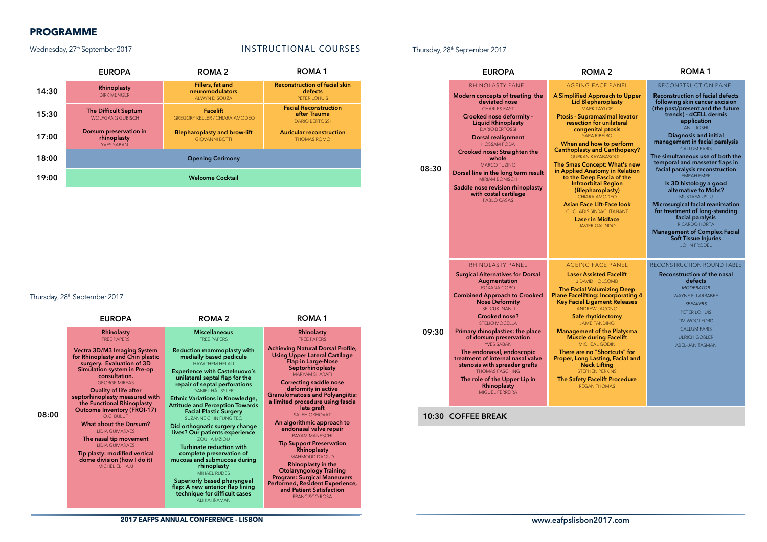# PROGRAMME

Wednesday, 27th September 2017

## INSTRUCTIONAL COURSES

| | EUROPA | ROMA 2 | ROMA 1 |
|---|---|---|---|
| 14:30 | **Rhinoplasty** DIRK MENGER | **Fillers, fat and neuromodulators** ALWYN D'SOUZA | **Reconstruction of facial skin defects** PETER LOHUIS |
| 15:30 | **The Difficult Septum** WOLFGANG GUBISCH | **Facelift** GREGORY KELLER / CHIARA AMODEO | **Facial Reconstruction after Trauma** DARIO BERTOSSI |
| 17:00 | **Dorsum preservation in rhinoplasty** YVES SABAN | **Blepharoplasty and brow-lift** GIOVANNI BOTTI | **Auricular reconstruction** THOMAS ROMO |
| 18:00 | | **Opening Cerimony** | |
| 19:00 | | **Welcome Cocktail** | |

Thursday, 28th September 2017

| | EUROPA | ROMA 2 | ROMA 1 |
|---|---|---|---|
| 08:00 | **Rhinoplasty** FREE PAPERS<br><br>**Vectra 3D/M3 Imaging System for Rhinoplasty and Chin plastic surgery. Evaluation of 3D Simulation system in Pre-op consultation.** GEORGE MIREAS<br>**Quality of life after septorhinoplasty measured with the Functional Rhinoplasty Outcome Inventory (FROI-17)** O.C. BULUT<br>**What about the Dorsum?** LÍDIA GUIMARÃES<br>**The nasal tip movement** LÍDIA GUIMARÃES<br>**Tip plasty: modified vertical dome division (how I do it)** MICHEL EL HAJJ | **Miscellaneous** FREE PAPERS<br><br>**Reduction mammoplasty with medially based pedicle** HAYATHEM HELALI<br>**Experience with Castelnuovo´s unilateral septal flap for the repair of septal perforations** DANIEL HÄUSSLER<br>**Ethnic Variations in Knowledge, Attitude and Perception Towards Facial Plastic Surgery** SUZANNE CHIN FUNG TEO<br>**Did orthognatic surgery change lives? Our patients experience** ZOUHA MZIOU<br>**Turbinate reduction with complete preservation of mucosa and submucosa during rhinoplasty** MIHAEL RUDES<br>**Superiorly based pharyngeal flap: A new anterior flap lining technique for difficult cases** ALI KAHRAMAN | **Rhinoplasty** FREE PAPERS<br><br>**Achieving Natural Dorsal Profile, Using Upper Lateral Cartilage Flap in Large-Nose Septorhinoplasty** MARYAM SHARAFI<br>**Correcting saddle nose deformity in active Granulomatosis and Polyangiitis: a limited procedure using fascia lata graft** SALEH OKHOVAT<br>**An algorithmic approach to endonasal valve repair** PAYAM MANESCHI<br>**Tip Support Preservation Rhinoplasty** MAHMOUD DAOUD<br>**Rhinoplasty in the Otolaryngology Training Program: Surgical Maneuvers Performed, Resident Experience, and Patient Satisfaction** FRANCISCO ROSA |

Thursday, 28th September 2017

| | EUROPA | ROMA 2 | ROMA 1 |
|---|---|---|---|
| 08:30 | RHINOLASTY PANEL<br><br>**Modern concepts of treating the deviated nose** CHARLES EAST<br>**Crooked nose deformity - Liquid Rhinoplasty** DARIO BERTOSSI<br>**Dorsal realignment** HOSSAM FODA<br>**Crooked nose: Straighten the whole** MARCO TUZINO<br>**Dorsal line in the long term result** MIRIAM BÖNISCH<br>**Saddle nose revision rhinoplasty with costal cartilage** PABLO CASAS | AGEING FACE PANEL<br><br>**A Simplified Approach to Upper Lid Blepharoplasty** MARK TAYLOR<br>**Ptosis - Supramaximal levator resection for unilateral congenital ptosis** SARA RIBEIRO<br>**When and how to perform Canthoplasty and Canthopexy?** GURKAN KAYABASOGLU<br>**The Smas Concept: What's new in Applied Anatomy in Relation to the Deep Fascia of the Infraorbital Region (Blepharoplasty)** CHIARA AMODEO<br>**Asian Face Lift-Face look** CHOLADIS SINRACHTANANT<br>**Laser in Midface** JAVIER GALINDO | RECONSTRUCTION PANEL<br><br>**Reconstruction of facial defects following skin cancer excision (the past/present and the future trends) - dCELL dermis application** ANIL JOSHI<br>**Diagnosis and initial management in facial paralysis** CALLUM FARIS<br>**The simultaneous use of both the temporal and masseter flaps in facial paralysis reconstruction** EMRAH EMRE<br>**Is 3D histology a good alternative to Mohs?** MUSTAFA USLU<br>**Microsurgical facial reanimation for treatment of long-standing facial paralysis** RICARDO HORTA<br>**Management of Complex Facial Soft Tissue Injuries** JOHN FRODEL |
| 09:30 | RHINOLASTY PANEL<br><br>**Surgical Alternatives for Dorsal Augmentation** ROXANA COBO<br>**Combined Approach to Crooked Nose Deformity** SELCUK INANLI<br>**Crooked nose?** STELIO MOCELLA<br>**Primary rhinoplasties: the place of dorsum preservation** YVES SABAN<br>**The endonasal, endoscopic treatment of internal nasal valve stenosis with spreader grafts** THOMAS FASCHING<br>**The role of the Upper Lip in Rhinoplasty** MIGUEL FERREIRA | AGEING FACE PANEL<br><br>**Laser Assisted Facelift** J DAVID HOLCOMB<br>**The Facial Volumizing Deep Plane Facelifting: Incorporating 4 Key Facial Ligament Releases** ANDREW JACONO<br>**Safe rhytidectomy** JAIME FANDINO<br>**Management of the Platysma Muscle during Facelift** MICHEAL GODIN<br>**There are no "Shortcuts" for Proper, Long Lasting, Facial and Neck Lifting** STEPHEN PERKINS<br>**The Safety Facelift Procedure** REGAN THOMAS | RECONSTRUCTION ROUND TABLE<br><br>**Reconstruction of the nasal defects**<br>*MODERATOR*<br>WAYNE F. LARRABEE<br>*SPEAKERS*<br>PETER LOHUIS<br>TIM WOOLFORD<br>CALLUM FARIS<br>ULRICH GÖßLER<br>ABEL-JAN TASMAN |
| 10:30 | **COFFEE BREAK** | | |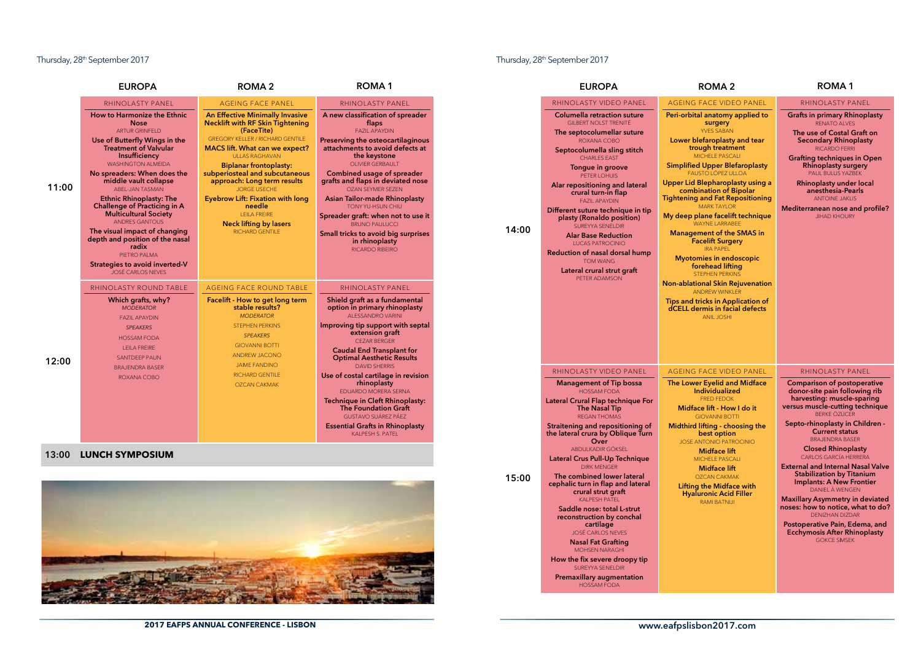## Thursday, 28th September 2017

| | EUROPA | ROMA 2 | ROMA 1 |
|---|---|---|---|
| | RHINOLASTY PANEL | AGEING FACE PANEL | RHINOLASTY PANEL |
| 11:00 | **How to Harmonize the Ethnic Nose** ARTUR GRINFELD<br>**Use of Butterfly Wings in the Treatment of Valvular Insufficiency** WASHINGTON ALMEIDA<br>**No spreaders: When does the middle vault collapse** ABEL-JAN TASMAN<br>**Ethnic Rhinoplasty: The Challenge of Practicing in A Multicultural Society** ANDRES GANTOUS<br>**The visual impact of changing depth and position of the nasal radix** PIETRO PALMA<br>**Strategies to avoid inverted-V** JOSÉ CARLOS NEVES | **An Effective Minimally Invasive Necklift with RF Skin Tightening (FaceTite)** GREGORY KELLER / RICHARD GENTILE<br>**MACS lift. What can we expect?** ULLAS RAGHAVAN<br>**Biplanar frontoplasty: subperiosteal and subcutaneous approach: Long term results** JORGE USECHE<br>**Eyebrow Lift: Fixation with long needle** LEILA FREIRE<br>**Neck lifting by lasers** RICHARD GENTILE | **A new classification of spreader flaps** FAZIL APAYDIN<br>**Preserving the osteocartilaginous attachments to avoid defects at the keystone** OLIVIER GERBAULT<br>**Combined usage of spreader grafts and flaps in deviated nose** OZAN SEYMER SEZEN<br>**Asian Tailor-made Rhinoplasty** TONY YU-HSUN CHIU<br>**Spreader graft: when not to use it** BRUNO PAULUCCI<br>**Small tricks to avoid big surprises in rhinoplasty** RICARDO RIBEIRO |
| | RHINOLASTY ROUND TABLE | AGEING FACE ROUND TABLE | RHINOLASTY PANEL |
| 12:00 | **Which grafts, why?**<br>*MODERATOR*<br>FAZIL APAYDIN<br>*SPEAKERS*<br>HOSSAM FODA<br>LEILA FREIRE<br>SANTDEEP PAUN<br>BRAJENDRA BASER<br>ROXANA COBO | **Facelift - How to get long term stable results?**<br>*MODERATOR*<br>STEPHEN PERKINS<br>*SPEAKERS*<br>GIOVANNI BOTTI<br>ANDREW JACONO<br>JAIME FANDINO<br>RICHARD GENTILE<br>OZCAN CAKMAK | **Shield graft as a fundamental option in primary rhinoplasty** ALESSANDRO VARINI<br>**Improving tip support with septal extension graft** CEZAR BERGER<br>**Caudal End Transplant for Optimal Aesthetic Results** DAVID SHERRIS<br>**Use of costal cartilage in revision rhinoplasty** EDUARDO MORERA SERNA<br>**Technique in Cleft Rhinoplasty: The Foundation Graft** GUSTAVO SUÁREZ PÁEZ<br>**Essential Grafts in Rhinoplasty** KALPESH S. PATEL |
| 13:00 | **LUNCH SYMPOSIUM** | | |

## Thursday, 28th September 2017

| | EUROPA | ROMA 2 | ROMA 1 |
|---|---|---|---|
| | RHINOLASTY VIDEO PANEL | AGEING FACE VIDEO PANEL | RHINOLASTY PANEL |
| 14:00 | **Columella retraction suture** GILBERT NOLST TRENITÉ<br>**The septocolumellar suture** ROXANA COBO<br>**Septocolumella sling stitch** CHARLES EAST<br>**Tongue in groove** PETER LOHUIS<br>**Alar repositioning and lateral crural turn-in flap** FAZIL APAYDIN<br>**Different suture technique in tip plasty (Ronaldo position)** SUREYYA SENELDIR<br>**Alar Base Reduction** LUCAS PATROCINIO<br>**Reduction of nasal dorsal hump** TOM WANG<br>**Lateral crural strut graft** PETER ADAMSON | **Peri-orbital anatomy applied to surgery** YVES SABAN<br>**Lower blefaroplasty and tear trough treatment** MICHELE PASCALI<br>**Simplified Upper Blefaroplasty** FAUSTO LÓPEZ ULLOA<br>**Upper Lid Blepharoplasty using a combination of Bipolar Tightening and Fat Repositioning** MARK TAYLOR<br>**My deep plane facelift technique** WAYNE LARRABEE<br>**Management of the SMAS in Facelift Surgery** IRA PAPEL<br>**Myotomies in endoscopic forehead lifting** STEPHEN PERKINS<br>**Non-ablational Skin Rejuvenation** ANDREW WINKLER<br>**Tips and tricks in Application of dCELL dermis in facial defects** ANIL JOSHI | **Grafts in primary Rhinoplasty** RENATO ALVES<br>**The use of Costal Graft on Secondary Rhinoplasty** RICARDO FERRI<br>**Grafting techniques in Open Rhinoplasty surgery** PAUL BULUS YAZBEK<br>**Rhinoplasty under local anesthesia-Pearls** ANTOINE JAKLIS<br>**Mediterranean nose and profile?** JIHAD KHOURY |
| | RHINOLASTY VIDEO PANEL | AGEING FACE VIDEO PANEL | RHINOLASTY PANEL |
| 15:00 | **Management of Tip bossa** HOSSAM FODA<br>**Lateral Crural Flap technique For The Nasal Tip** REGAN THOMAS<br>**Straitening and repositioning of the lateral crura by Oblique Turn Over** ABDULKADIR GÖKSEL<br>**Lateral Crus Pull-Up Technique** DIRK MENGER<br>**The combined lower lateral cephalic turn in flap and lateral crural strut graft** KALPESH PATEL<br>**Saddle nose: total L-strut reconstruction by conchal cartilage** JOSÉ CARLOS NEVES<br>**Nasal Fat Grafting** MOHSEN NARAGHI<br>**How the fix severe droopy tip** SUREYYA SENELDIR<br>**Premaxillary augmentation** HOSSAM FODA | **The Lower Eyelid and Midface Individualized** FRED FEDOK<br>**Midface lift - How I do it** GIOVANNI BOTTI<br>**Midthird lifting - choosing the best option** JOSE ANTONIO PATROCINIO<br>**Midface lift** MICHELE PASCALI<br>**Midface lift** OZCAN CAKMAK<br>**Lifting the Midface with Hyaluronic Acid Filler** RAMI BATNIJI | **Comparison of postoperative donor-site pain following rib harvesting: muscle-sparing versus muscle-cutting technique** BERKE ÖZÜCER<br>**Septo-rhinoplasty in Children - Current status** BRAJENDRA BASER<br>**Closed Rhinoplasty** CARLOS GARCÍA HERRERA<br>**External and Internal Nasal Valve Stabilization by Titanium Implants: A New Frontier** DANIEL A WENGEN<br>**Maxillary Asymmetry in deviated noses: how to notice, what to do?** DENIZHAN DIZDAR<br>**Postoperative Pain, Edema, and Ecchymosis After Rhinoplasty** GOKCE SIMSEK |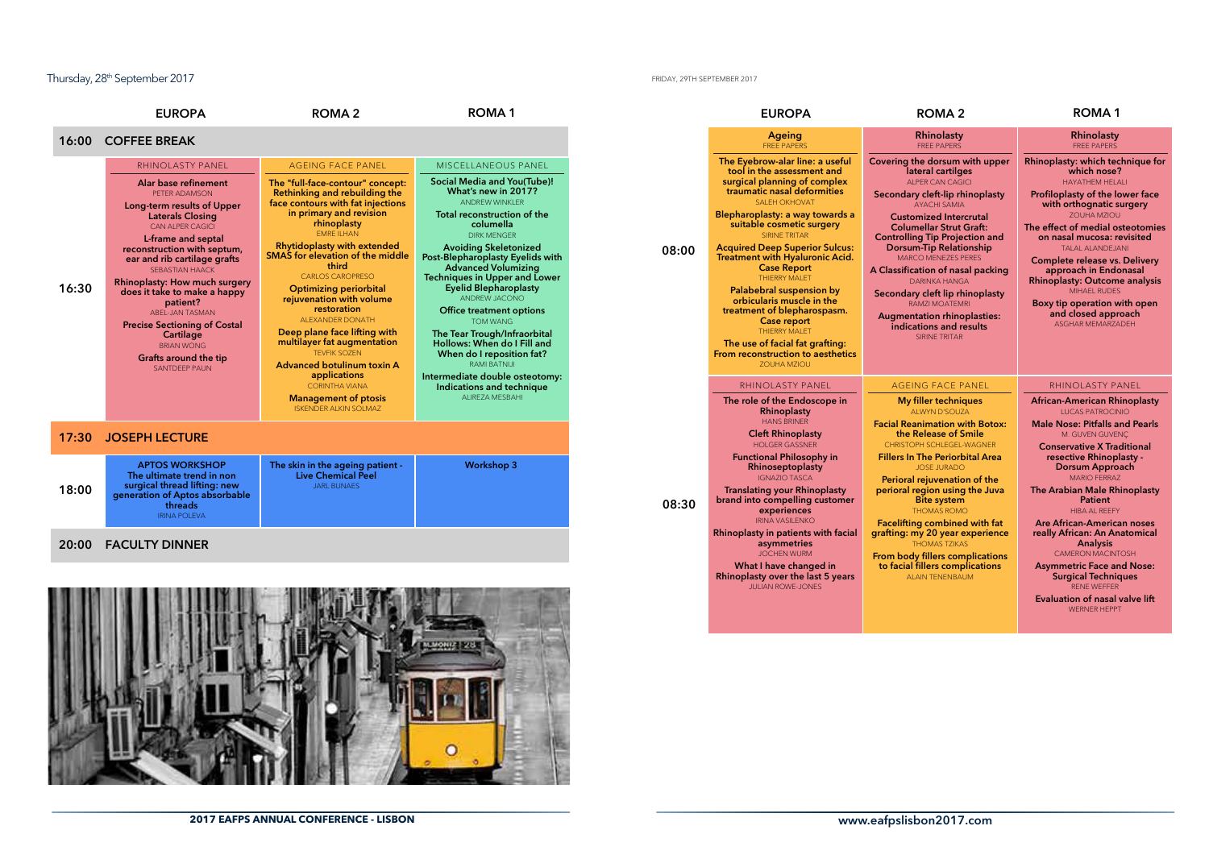Thursday, 28th September 2017

| | EUROPA | ROMA 2 | ROMA 1 |
|---|---|---|---|
| **16:00** | **COFFEE BREAK** | | |
| **16:30** | RHINOLASTY PANEL<br>**Alar base refinement**<br>PETER ADAMSON<br>**Long-term results of Upper Laterals Closing**<br>CAN ALPER CAGICI<br>**L-frame and septal reconstruction with septum, ear and rib cartilage grafts**<br>SEBASTIAN HAACK<br>**Rhinoplasty: How much surgery does it take to make a happy patient?**<br>ABEL-JAN TASMAN<br>**Precise Sectioning of Costal Cartilage**<br>BRIAN WONG<br>**Grafts around the tip**<br>SANTDEEP PAUN | AGEING FACE PANEL<br>**The "full-face-contour" concept: Rethinking and rebuilding the face contours with fat injections in primary and revision rhinoplasty**<br>EMRE ILHAN<br>**Rhytidoplasty with extended SMAS for elevation of the middle third**<br>CARLOS CAROPRESO<br>**Optimizing periorbital rejuvenation with volume restoration**<br>ALEXANDER DONATH<br>**Deep plane face lifting with multilayer fat augmentation**<br>TEVFIK SOZEN<br>**Advanced botulinum toxin A applications**<br>CORINTHA VIANA<br>**Management of ptosis**<br>ISKENDER ALKIN SOLMAZ | MISCELLANEOUS PANEL<br>**Social Media and You(Tube)! What's new in 2017?**<br>ANDREW WINKLER<br>**Total reconstruction of the columella**<br>DIRK MENGER<br>**Avoiding Skeletonized Post-Blepharoplasty Eyelids with Advanced Volumizing Techniques in Upper and Lower Eyelid Blepharoplasty**<br>ANDREW JACONO<br>**Office treatment options**<br>TOM WANG<br>**The Tear Trough/Infraorbital Hollows: When do I Fill and When do I reposition fat?**<br>RAMI BATNIJI<br>**Intermediate double osteotomy: Indications and technique**<br>ALIREZA MESBAHI |
| **17:30** | **JOSEPH LECTURE** | | |
| **18:00** | **APTOS WORKSHOP**<br>**The ultimate trend in non surgical thread lifting: new generation of Aptos absorbable threads**<br>IRINA POLEVA | **The skin in the ageing patient - Live Chemical Peel**<br>JARL BUNAES | **Workshop 3** |
| **20:00** | **FACULTY DINNER** | | |

FRIDAY, 29TH SEPTEMBER 2017

| | EUROPA | ROMA 2 | ROMA 1 |
|---|---|---|---|
| **08:00** | **Ageing**<br>FREE PAPERS<br>**The Eyebrow-alar line: a useful tool in the assessment and surgical planning of complex traumatic nasal deformities**<br>SALEH OKHOVAT<br>**Blepharoplasty: a way towards a suitable cosmetic surgery**<br>SIRINE TRITAR<br>**Acquired Deep Superior Sulcus: Treatment with Hyaluronic Acid. Case Report**<br>THIERRY MALET<br>**Palabebral suspension by orbicularis muscle in the treatment of blepharospasm. Case report**<br>THIERRY MALET<br>**The use of facial fat grafting: From reconstruction to aesthetics**<br>ZOUHA MZIOU | **Rhinolasty**<br>FREE PAPERS<br>**Covering the dorsum with upper lateral cartilges**<br>ALPER CAN CAGICI<br>**Secondary cleft-lip rhinoplasty**<br>AYACHI SAMIA<br>**Customized Intercrutal Columellar Strut Graft: Controlling Tip Projection and Dorsum-Tip Relationship**<br>MARCO MENEZES PERES<br>**A Classification of nasal packing**<br>DARINKA HANGA<br>**Secondary cleft lip rhinoplasty**<br>RAMZI MOATEMRI<br>**Augmentation rhinoplasties: indications and results**<br>SIRINE TRITAR | **Rhinolasty**<br>FREE PAPERS<br>**Rhinoplasty: which technique for which nose?**<br>HAYATHEM HELALI<br>**Profiloplasty of the lower face with orthognatic surgery**<br>ZOUHA MZIOU<br>**The effect of medial osteotomies on nasal mucosa: revisited**<br>TALAL ALANDEJANI<br>**Complete release vs. Delivery approach in Endonasal Rhinoplasty: Outcome analysis**<br>MIHAEL RUDES<br>**Boxy tip operation with open and closed approach**<br>ASGHAR MEMARZADEH |
| **08:30** | RHINOLASTY PANEL<br>**The role of the Endoscope in Rhinoplasty**<br>HANS BRINER<br>**Cleft Rhinoplasty**<br>HOLGER GASSNER<br>**Functional Philosophy in Rhinoseptoplasty**<br>IGNAZIO TASCA<br>**Translating your Rhinoplasty brand into compelling customer experiences**<br>IRINA VASILENKO<br>**Rhinoplasty in patients with facial asymmetries**<br>JOCHEN WURM<br>**What I have changed in Rhinoplasty over the last 5 years**<br>JULIAN ROWE-JONES | AGEING FACE PANEL<br>**My filler techniques**<br>ALWYN D'SOUZA<br>**Facial Reanimation with Botox: the Release of Smile**<br>CHRISTOPH SCHLEGEL-WAGNER<br>**Fillers In The Periorbital Area**<br>JOSE JURADO<br>**Perioral rejuvenation of the perioral region using the Juva Bite system**<br>THOMAS ROMO<br>**Facelifting combined with fat grafting: my 20 year experience**<br>THOMAS TZIKAS<br>**From body fillers complications to facial fillers complications**<br>ALAIN TENENBAUM | RHINOLASTY PANEL<br>**African-American Rhinoplasty**<br>LUCAS PATROCINIO<br>**Male Nose: Pitfalls and Pearls**<br>M. GUVEN GUVENÇ<br>**Conservative X Traditional resective Rhinoplasty - Dorsum Approach**<br>MARIO FERRAZ<br>**The Arabian Male Rhinoplasty Patient**<br>HIBA AL REEFY<br>**Are African-American noses really African: An Anatomical Analysis**<br>CAMERON MACINTOSH<br>**Asymmetric Face and Nose: Surgical Techniques**<br>RENE WEFFER<br>**Evaluation of nasal valve lift**<br>WERNER HEPPT |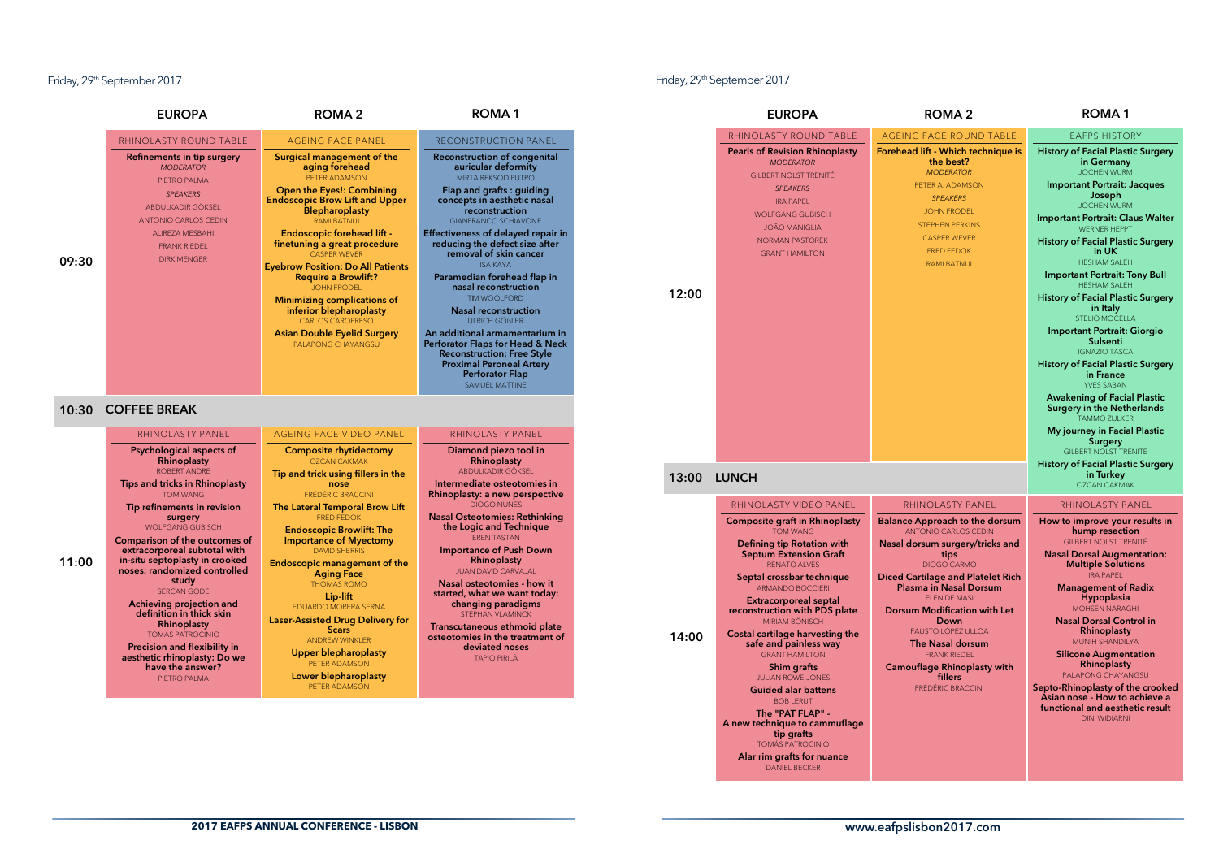Friday, 29th September 2017

## 09:30

### EUROPA — RHINOLASTY ROUND TABLE

**Refinements in tip surgery**

*MODERATOR*
PIETRO PALMA

*SPEAKERS*
ABDULKADIR GÖKSEL
ANTONIO CARLOS CEDIN
ALIREZA MESBAHI
FRANK RIEDEL
DIRK MENGER

### ROMA 2 — AGEING FACE PANEL

**Surgical management of the aging forehead**
PETER ADAMSON

**Open the Eyes!: Combining Endoscopic Brow Lift and Upper Blepharoplasty**
RAMI BATNIJI

**Endoscopic forehead lift - finetuning a great procedure**
CASPER WEVER

**Eyebrow Position: Do All Patients Require a Browlift?**
JOHN FRODEL

**Minimizing complications of inferior blepharoplasty**
CARLOS CAROPRESO

**Asian Double Eyelid Surgery**
PALAPONG CHAYANGSU

### ROMA 1 — RECONSTRUCTION PANEL

**Reconstruction of congenital auricular deformity**
MIRTA REKSODIPUTRO

**Flap and grafts : guiding concepts in aesthetic nasal reconstruction**
GIANFRANCO SCHIAVONE

**Effectiveness of delayed repair in reducing the defect size after removal of skin cancer**
ISA KAYA

**Paramedian forehead flap in nasal reconstruction**
TIM WOOLFORD

**Nasal reconstruction**
ULRICH GÖßLER

**An additional armamentarium in Perforator Flaps for Head & Neck Reconstruction: Free Style Proximal Peroneal Artery Perforator Flap**
SAMUEL MATTINE

## 10:30 COFFEE BREAK

## 11:00

### EUROPA — RHINOLASTY PANEL

**Psychological aspects of Rhinoplasty**
ROBERT ANDRE

**Tips and tricks in Rhinoplasty**
TOM WANG

**Tip refinements in revision surgery**
WOLFGANG GUBISCH

**Comparison of the outcomes of extracorporeal subtotal with in-situ septoplasty in crooked noses: randomized controlled study**
SERCAN GODE

**Achieving projection and definition in thick skin Rhinoplasty**
TOMÁS PATROCINIO

**Precision and flexibility in aesthetic rhinoplasty: Do we have the answer?**
PIETRO PALMA

### ROMA 2 — AGEING FACE VIDEO PANEL

**Composite rhytidectomy**
OZCAN CAKMAK

**Tip and trick using fillers in the nose**
FRÉDÉRIC BRACCINI

**The Lateral Temporal Brow Lift**
FRED FEDOK

**Endoscopic Browlift: The Importance of Myectomy**
DAVID SHERRIS

**Endoscopic management of the Aging Face**
THOMAS ROMO

**Lip-lift**
EDUARDO MORERA SERNA

**Laser-Assisted Drug Delivery for Scars**
ANDREW WINKLER

**Upper blepharoplasty**
PETER ADAMSON

**Lower blepharoplasty**
PETER ADAMSON

### ROMA 1 — RHINOLASTY PANEL

**Diamond piezo tool in Rhinoplasty**
ABDULKADIR GÖKSEL

**Intermediate osteotomies in Rhinoplasty: a new perspective**
DIOGO NUNES

**Nasal Osteotomies: Rethinking the Logic and Technique**
EREN TASTAN

**Importance of Push Down Rhinoplasty**
JUAN DAVID CARVAJAL

**Nasal osteotomies - how it started, what we want today: changing paradigms**
STEPHAN VLAMINCK

**Transcutaneous ethmoid plate osteotomies in the treatment of deviated noses**
TAPIO PIRILA

---

Friday, 29th September 2017

## 12:00

### EUROPA — RHINOLASTY ROUND TABLE

**Pearls of Revision Rhinoplasty**

*MODERATOR*
GILBERT NOLST TRENITÉ

*SPEAKERS*
IRA PAPEL
WOLFGANG GUBISCH
JOÃO MANIGLIA
NORMAN PASTOREK
GRANT HAMILTON

### ROMA 2 — AGEING FACE ROUND TABLE

**Forehead lift - Which technique is the best?**

*MODERATOR*
PETER A. ADAMSON

*SPEAKERS*
JOHN FRODEL
STEPHEN PERKINS
CASPER WEVER
FRED FEDOK
RAMI BATNIJI

### ROMA 1 — EAFPS HISTORY

**History of Facial Plastic Surgery in Germany**
JOCHEN WURM

**Important Portrait: Jacques Joseph**
JOCHEN WURM

**Important Portrait: Claus Walter**
WERNER HEPPT

**History of Facial Plastic Surgery in UK**
HESHAM SALEH

**Important Portrait: Tony Bull**
HESHAM SALEH

**History of Facial Plastic Surgery in Italy**
STELIO MOCELLA

**Important Portrait: Giorgio Sulsenti**
IGNAZIO TASCA

**History of Facial Plastic Surgery in France**
YVES SABAN

**Awakening of Facial Plastic Surgery in the Netherlands**
TAMMO ZIJLKER

**My journey in Facial Plastic Surgery**
GILBERT NOLST TRENITÉ

**History of Facial Plastic Surgery in Turkey**
OZCAN CAKMAK

## 13:00 LUNCH

## 14:00

### EUROPA — RHINOLASTY VIDEO PANEL

**Composite graft in Rhinoplasty**
TOM WANG

**Defining tip Rotation with Septum Extension Graft**
RENATO ALVES

**Septal crossbar technique**
ARMANDO BOCCIERI

**Extracorporeal septal reconstruction with PDS plate**
MIRIAM BÖNISCH

**Costal cartilage harvesting the safe and painless way**
GRANT HAMILTON

**Shim grafts**
JULIAN ROWE-JONES

**Guided alar battens**
BOB LERUT

**The "PAT FLAP" - A new technique to cammuflage tip grafts**
TOMÁS PATROCINIO

**Alar rim grafts for nuance**
DANIEL BECKER

### ROMA 2 — RHINOLASTY PANEL

**Balance Approach to the dorsum**
ANTONIO CARLOS CEDIN

**Nasal dorsum surgery/tricks and tips**
DIOGO CARMO

**Diced Cartilage and Platelet Rich Plasma in Nasal Dorsum**
ELEN DE MASI

**Dorsum Modification with Let Down**
FAUSTO LÓPEZ ULLOA

**The Nasal dorsum**
FRANK RIEDEL

**Camouflage Rhinoplasty with fillers**
FRÉDÉRIC BRACCINI

### ROMA 1 — RHINOLASTY PANEL

**How to improve your results in hump resection**
GILBERT NOLST TRENITÉ

**Nasal Dorsal Augmentation: Multiple Solutions**
IRA PAPEL

**Management of Radix Hypoplasia**
MOHSEN NARAGHI

**Nasal Dorsal Control in Rhinoplasty**
MUNIH SHANDILYA

**Silicone Augmentation Rhinoplasty**
PALAPONG CHAYANGSU

**Septo-Rhinoplasty of the crooked Asian nose - How to achieve a functional and aesthetic result**
DINI WIDIARNI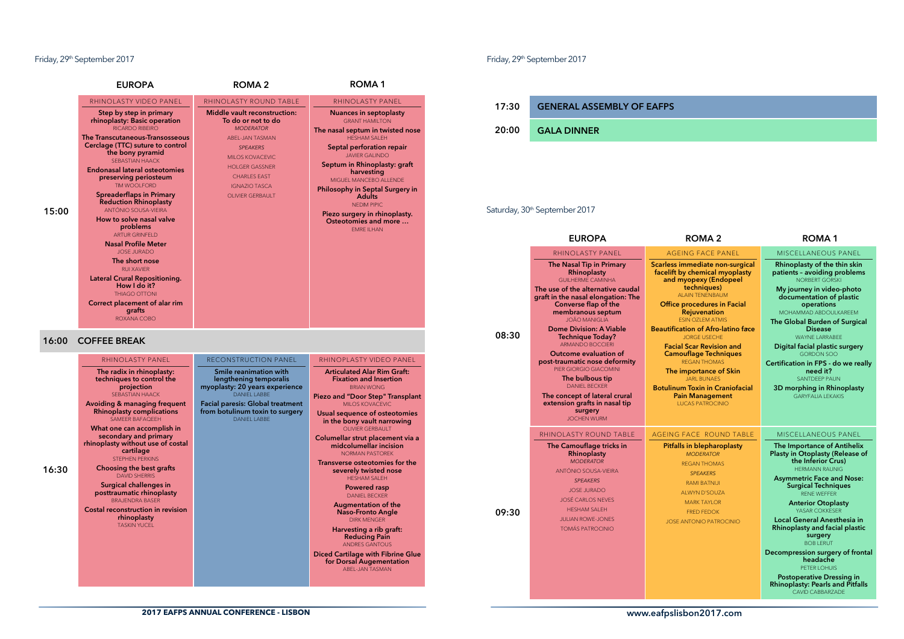## Friday, 29th September 2017

| | EUROPA | ROMA 2 | ROMA 1 |
|---|---|---|---|
| 15:00 | RHINOLASTY VIDEO PANEL<br>**Step by step in primary rhinoplasty: Basic operation**<br>RICARDO RIBEIRO<br>**The Transcutaneous-Transosseous Cerclage (TTC) suture to control the bony pyramid**<br>SEBASTIAN HAACK<br>**Endonasal lateral osteotomies preserving periosteum**<br>TIM WOOLFORD<br>**Spreaderflaps in Primary Reduction Rhinoplasty**<br>ANTÓNIO SOUSA-VIEIRA<br>**How to solve nasal valve problems**<br>ARTUR GRINFELD<br>**Nasal Profile Meter**<br>JOSE JURADO<br>**The short nose**<br>RUI XAVIER<br>**Lateral Crural Repositioning. How I do it?**<br>THIAGO OTTONI<br>**Correct placement of alar rim grafts**<br>ROXANA COBO | RHINOLASTY ROUND TABLE<br>**Middle vault reconstruction: To do or not to do**<br>*MODERATOR*<br>ABEL-JAN TASMAN<br>*SPEAKERS*<br>MILOS KOVACEVIC<br>HOLGER GASSNER<br>CHARLES EAST<br>IGNAZIO TASCA<br>OLIVIER GERBAULT | RHINOLASTY PANEL<br>**Nuances in septoplasty**<br>GRANT HAMILTON<br>**The nasal septum in twisted nose**<br>HESHAM SALEH<br>**Septal perforation repair**<br>JAVIER GALINDO<br>**Septum in Rhinoplasty: graft harvesting**<br>MIGUEL MANCEBO ALLENDE<br>**Philosophy in Septal Surgery in Adults**<br>NEDIM PIPIC<br>**Piezo surgery in rhinoplasty. Osteotomies and more ...**<br>EMRE ILHAN |
| 16:00 | **COFFEE BREAK** | | |
| 16:30 | RHINOLASTY PANEL<br>**The radix in rhinoplasty: techniques to control the projection**<br>SEBASTIAN HAACK<br>**Avoiding & managing frequent Rhinoplasty complications**<br>SAMEER BAFAQEEH<br>**What one can accomplish in secondary and primary rhinoplasty without use of costal cartilage**<br>STEPHEN PERKINS<br>**Choosing the best grafts**<br>DAVID SHERRIS<br>**Surgical challenges in posttraumatic rhinoplasty**<br>BRAJENDRA BASER<br>**Costal reconstruction in revision rhinoplasty**<br>TASKIN YUCEL | RECONSTRUCTION PANEL<br>**Smile reanimation with lengthening temporalis myoplasty: 20 years experience**<br>DANIEL LABBE<br>**Facial paresis: Global treatment from botulinum toxin to surgery**<br>DANIEL LABBE | RHINOPLASTY VIDEO PANEL<br>**Articulated Alar Rim Graft: Fixation and Insertion**<br>BRIAN WONG<br>**Piezo and "Door Step" Transplant**<br>MILOS KOVACEVIC<br>**Usual sequence of osteotomies in the bony vault narrowing**<br>OLIVIER GERBAULT<br>**Columellar strut placement via a midcolumellar incision**<br>NORMAN PASTOREK<br>**Transverse osteotomies for the severely twisted nose**<br>HESHAM SALEH<br>**Powered rasp**<br>DANIEL BECKER<br>**Augmentation of the Naso-Fronto Angle**<br>DIRK MENGER<br>**Harvesting a rib graft: Reducing Pain**<br>ANDRES GANTOUS<br>**Diced Cartilage with Fibrine Glue for Dorsal Augmentation**<br>ABEL-JAN TASMAN |

## Friday, 29th September 2017

| | |
|---|---|
| 17:30 | **GENERAL ASSEMBLY OF EAFPS** |
| 20:00 | **GALA DINNER** |

## Saturday, 30th September 2017

| | EUROPA | ROMA 2 | ROMA 1 |
|---|---|---|---|
| 08:30 | RHINOLASTY PANEL<br>**The Nasal Tip in Primary Rhinoplasty**<br>GUILHERME CAMINHA<br>**The use of the alternative caudal graft in the nasal elongation: The Converse flap of the membranous septum**<br>JOÃO MANIGLIA<br>**Dome Division: A Viable Technique Today?**<br>ARMANDO BOCCIERI<br>**Outcome evaluation of post-traumatic nose deformity**<br>PIER GIORGIO GIACOMINI<br>**The bulbous tip**<br>DANIEL BECKER<br>**The concept of lateral crural extension grafts in nasal tip surgery**<br>JOCHEN WURM | AGEING FACE PANEL<br>**Scarless immediate non-surgical facelift by chemical myoplasty and myopexy (Endopeel techniques)**<br>ALAIN TENENBAUM<br>**Office procedures in Facial Rejuvenation**<br>ESIN OZLEM ATMIS<br>**Beautification of Afro-latino face**<br>JORGE USECHE<br>**Facial Scar Revision and Camouflage Techniques**<br>REGAN THOMAS<br>**The importance of Skin**<br>JARL BUNAES<br>**Botulinum Toxin in Craniofacial Pain Management**<br>LUCAS PATROCINIO | MISCELLANEOUS PANEL<br>**Rhinoplasty of the thin skin patients - avoiding problems**<br>NORBERT GORSKI<br>**My journey in video-photo documentation of plastic operations**<br>MOHAMMAD ABDOULKAREEM<br>**The Global Burden of Surgical Disease**<br>WAYNE LARRABEE<br>**Digital facial plastic surgery**<br>GORDON SOO<br>**Certification in FPS - do we really need it?**<br>SANTDEEP PAUN<br>**3D morphing in Rhinoplasty**<br>GARYFALIA LEKAKIS |
| 09:30 | RHINOLASTY ROUND TABLE<br>**The Camouflage tricks in Rhinoplasty**<br>*MODERATOR*<br>ANTÓNIO SOUSA-VIEIRA<br>*SPEAKERS*<br>JOSE JURADO<br>JOSÉ CARLOS NEVES<br>HESHAM SALEH<br>JULIAN ROWE-JONES<br>TOMÁS PATROCINIO | AGEING FACE ROUND TABLE<br>**Pitfalls in blepharoplasty**<br>*MODERATOR*<br>REGAN THOMAS<br>*SPEAKERS*<br>RAMI BATNIJI<br>ALWYN D'SOUZA<br>MARK TAYLOR<br>FRED FEDOK<br>JOSE ANTONIO PATROCINIO | MISCELLANEOUS PANEL<br>**The Importance of Antihelix Plasty in Otoplasty (Release of the Inferior Crus)**<br>HERMANN RAUNIG<br>**Asymmetric Face and Nose: Surgical Techniques**<br>RENE WEFFER<br>**Anterior Otoplasty**<br>YASAR COKKESER<br>**Local General Anesthesia in Rhinoplasty and facial plastic surgery**<br>BOB LERUT<br>**Decompression surgery of frontal headache**<br>PETER LOHUIS<br>**Postoperative Dressing in Rhinoplasty: Pearls and Pitfalls**<br>CAVID CABBARZADE |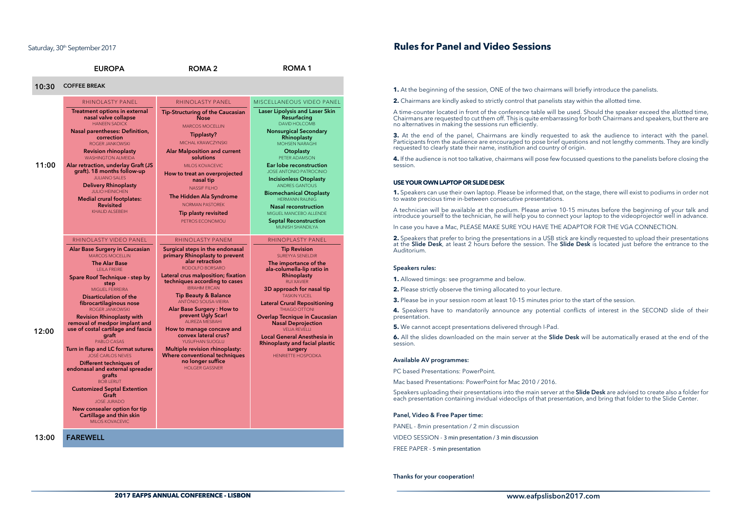Saturday, 30th September 2017

| | EUROPA | ROMA 2 | ROMA 1 |
|---|---|---|---|
| 10:30 | COFFEE BREAK | | |
| 11:00 | RHINOLASTY PANEL<br>**Treatment options in external nasal valve collapse**<br>HANEEN SADICK<br>**Nasal parentheses: Definition, correction**<br>ROGER JANKOWSKI<br>**Revision rhinoplasty**<br>WASHINGTON ALMEIDA<br>**Alar retraction, underlay Graft (JS graft). 18 months follow-up**<br>JULIANO SALES<br>**Delivery Rhinoplasty**<br>JULIO HEINICHEN<br>**Medial crural footplates: Revisited**<br>KHALID ALSEBEIH | RHINOLASTY PANEL<br>**Tip-Structuring of the Caucasian Nose**<br>MARCOS MOCELLIN<br>**Tipplasty?**<br>MICHAL KRAWCZYNSKI<br>**Alar Malposition and current solutions**<br>MILOS KOVACEVIC<br>**How to treat an overprojected nasal tip**<br>NASSIF FILHO<br>**The Hidden Ala Syndrome**<br>NORMAN PASTOREK<br>**Tip plasty revisited**<br>PETROS ECONOMOU | MISCELLANEOUS VIDEO PANEL<br>**Laser Lipolysis and Laser Skin Resurfacing**<br>DAVID HOLCOMB<br>**Nonsurgical Secondary Rhinoplasty**<br>MOHSEN NARAGHI<br>**Otoplasty**<br>PETER ADAMSON<br>**Ear lobe reconstruction**<br>JOSE ANTONIO PATROCINIO<br>**Incisionless Otoplasty**<br>ANDRES GANTOUS<br>**Biomechanical Otoplasty**<br>HERMANN RAUNIG<br>**Nasal reconstruction**<br>MIGUEL MANCEBO ALLENDE<br>**Septal Reconstruction**<br>MUNISH SHANDILYA |
| 12:00 | RHINOLASTY VIDEO PANEL<br>**Alar Base Surgery in Caucasian**<br>MARCOS MOCELLIN<br>**The Alar Base**<br>LEILA FREIRE<br>**Spare Roof Technique - step by step**<br>MIGUEL FERREIRA<br>**Disarticulation of the fibrocartilaginous nose**<br>ROGER JANKOWSKI<br>**Revision Rhinoplasty with removal of medpor implant and use of costal cartilage and fascia graft**<br>PABLO CASAS<br>**Turn in flap and LC format sutures**<br>JOSÉ CARLOS NEVES<br>**Different techniques of endonasal and external spreader grafts**<br>BOB LERUT<br>**Customized Septal Extention Graft**<br>JOSE JURADO<br>**New consealer option for tip Cartillage and thin skin**<br>MILOS KOVACEVIC | RHINOLASTY PANEM<br>**Surgical steps in the endonasal primary Rhinoplasty to prevent alar retraction**<br>RODOLFO BORSARO<br>**Lateral crus malposition; fixation techniques according to cases**<br>IBRAHIM ERCAN<br>**Tip Beauty & Balance**<br>ANTÓNIO SOUSA-VIEIRA<br>**Alar Base Surgery : How to prevent Ugly Scar!**<br>ALIREZA MESBAHI<br>**How to manage concave and convex lateral crus?**<br>YUSUFHAN SUOGLU<br>**Multiple revision rhinoplasty: Where conventional techniques no longer suffice**<br>HOLGER GASSNER | RHINOPLASTY PANEL<br>**Tip Revision**<br>SUREYYA SENELDIR<br>**The importance of the ala-columella-lip ratio in Rhinoplasty**<br>RUI XAVIER<br>**3D approach for nasal tip**<br>TASKIN YUCEL<br>**Lateral Crural Repositioning**<br>THIAGO OTTONI<br>**Overlap Tecnique in Caucasian Nasal Deprojection**<br>VELIA REVELLI<br>**Local General Anesthesia in Rhinoplasty and facial plastic surgery**<br>HENRIETTE HOSPODKA |
| 13:00 | **FAREWELL** | | |

## Rules for Panel and Video Sessions

**1.** At the beginning of the session, ONE of the two chairmans will briefly introduce the panelists.

**2.** Chairmans are kindly asked to strictly control that panelists stay within the allotted time.

A time-counter located in front of the conference table will be used. Should the speaker exceed the allotted time, Chairmans are requested to cut them off. This is quite embarrassing for both Chairmans and speakers, but there are no alternatives in making the sessions run efficiently.

**3.** At the end of the panel, Chairmans are kindly requested to ask the audience to interact with the panel. Participants from the audience are encouraged to pose brief questions and not lengthy comments. They are kindly requested to clearly state their name, institution and country of origin.

**4.** If the audience is not too talkative, chairmans will pose few focussed questions to the panelists before closing the session.

### USE YOUR OWN LAPTOP OR SLIDE DESK

**1.** Speakers can use their own laptop. Please be informed that, on the stage, there will exist to podiums in order not to waste precious time in-between consecutive presentations.

A technician will be available at the podium. Please arrive 10-15 minutes before the beginning of your talk and introduce yourself to the technician, he will help you to connect your laptop to the videoprojector well in advance.

In case you have a Mac, PLEASE MAKE SURE YOU HAVE THE ADAPTOR FOR THE VGA CONNECTION.

**2.** Speakers that prefer to bring the presentations in a USB stick are kindly requested to upload their presentations at the **Slide Desk**, at least 2 hours before the session. The **Slide Desk** is located just before the entrance to the Auditorium.

### Speakers rules:

**1.** Allowed timings: see programme and below.

**2.** Please strictly observe the timing allocated to your lecture.

**3.** Please be in your session room at least 10-15 minutes prior to the start of the session.

**4.** Speakers have to mandatorily announce any potential conflicts of interest in the SECOND slide of their presentation.

**5.** We cannot accept presentations delivered through I-Pad.

**6.** All the slides downloaded on the main server at the **Slide Desk** will be automatically erased at the end of the session.

### Available AV programmes:

PC based Presentations: PowerPoint.

Mac based Presentations: PowerPoint for Mac 2010 / 2016.

Speakers uploading their presentations into the main server at the **Slide Desk** are advised to create also a folder for each presentation containing invidual videoclips of that presentation, and bring that folder to the Slide Center.

### Panel, Video & Free Paper time:

PANEL - 8min presentation / 2 min discussion

VIDEO SESSION - 3 min presentation / 3 min discussion

FREE PAPER - 5 min presentation

**Thanks for your cooperation!**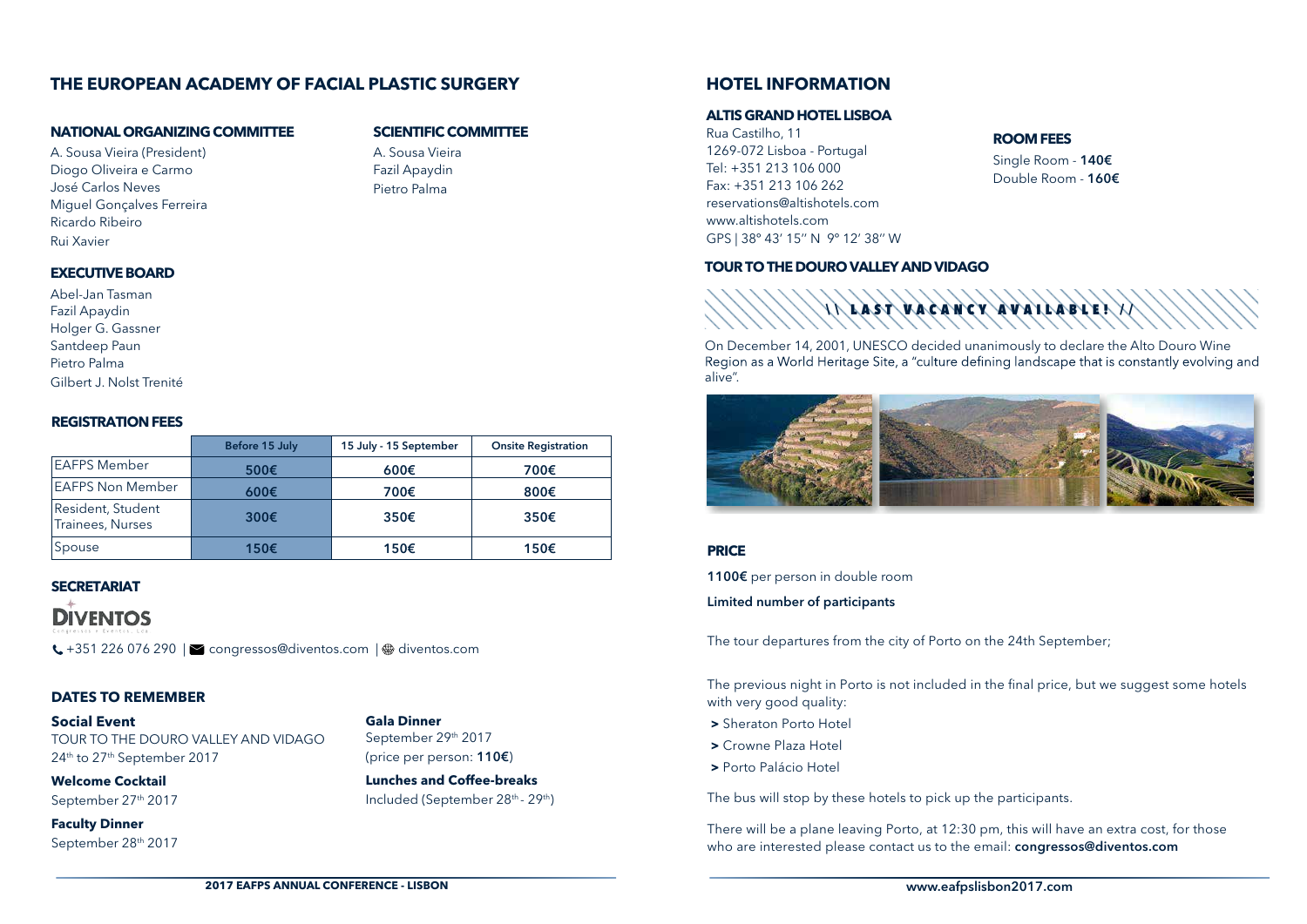# THE EUROPEAN ACADEMY OF FACIAL PLASTIC SURGERY

## NATIONAL ORGANIZING COMMITTEE

A. Sousa Vieira (President)
Diogo Oliveira e Carmo
José Carlos Neves
Miguel Gonçalves Ferreira
Ricardo Ribeiro
Rui Xavier

## SCIENTIFIC COMMITTEE

A. Sousa Vieira
Fazil Apaydin
Pietro Palma

## EXECUTIVE BOARD

Abel-Jan Tasman
Fazil Apaydin
Holger G. Gassner
Santdeep Paun
Pietro Palma
Gilbert J. Nolst Trenité

## REGISTRATION FEES

| | Before 15 July | 15 July - 15 September | Onsite Registration |
|---|---|---|---|
| EAFPS Member | 500€ | 600€ | 700€ |
| EAFPS Non Member | 600€ | 700€ | 800€ |
| Resident, Student Trainees, Nurses | 300€ | 350€ | 350€ |
| Spouse | 150€ | 150€ | 150€ |

## SECRETARIAT

DIVENTOS

+351 226 076 290 | congressos@diventos.com | diventos.com

## DATES TO REMEMBER

**Social Event**
TOUR TO THE DOURO VALLEY AND VIDAGO
24th to 27th September 2017

**Welcome Cocktail**
September 27th 2017

**Faculty Dinner**
September 28th 2017

**Gala Dinner**
September 29th 2017
(price per person: **110€**)

**Lunches and Coffee-breaks**
Included (September 28th - 29th)

# HOTEL INFORMATION

## ALTIS GRAND HOTEL LISBOA

Rua Castilho, 11
1269-072 Lisboa - Portugal
Tel: +351 213 106 000
Fax: +351 213 106 262
reservations@altishotels.com
www.altishotels.com
GPS | 38º 43' 15'' N 9º 12' 38'' W

## ROOM FEES

Single Room - **140€**
Double Room - **160€**

## TOUR TO THE DOURO VALLEY AND VIDAGO

\\ LAST VACANCY AVAILABLE! //

On December 14, 2001, UNESCO decided unanimously to declare the Alto Douro Wine Region as a World Heritage Site, a "culture defining landscape that is constantly evolving and alive".

## PRICE

**1100€** per person in double room

**Limited number of participants**

The tour departures from the city of Porto on the 24th September;

The previous night in Porto is not included in the final price, but we suggest some hotels with very good quality:

- Sheraton Porto Hotel
- Crowne Plaza Hotel
- Porto Palácio Hotel

The bus will stop by these hotels to pick up the participants.

There will be a plane leaving Porto, at 12:30 pm, this will have an extra cost, for those who are interested please contact us to the email: **congressos@diventos.com**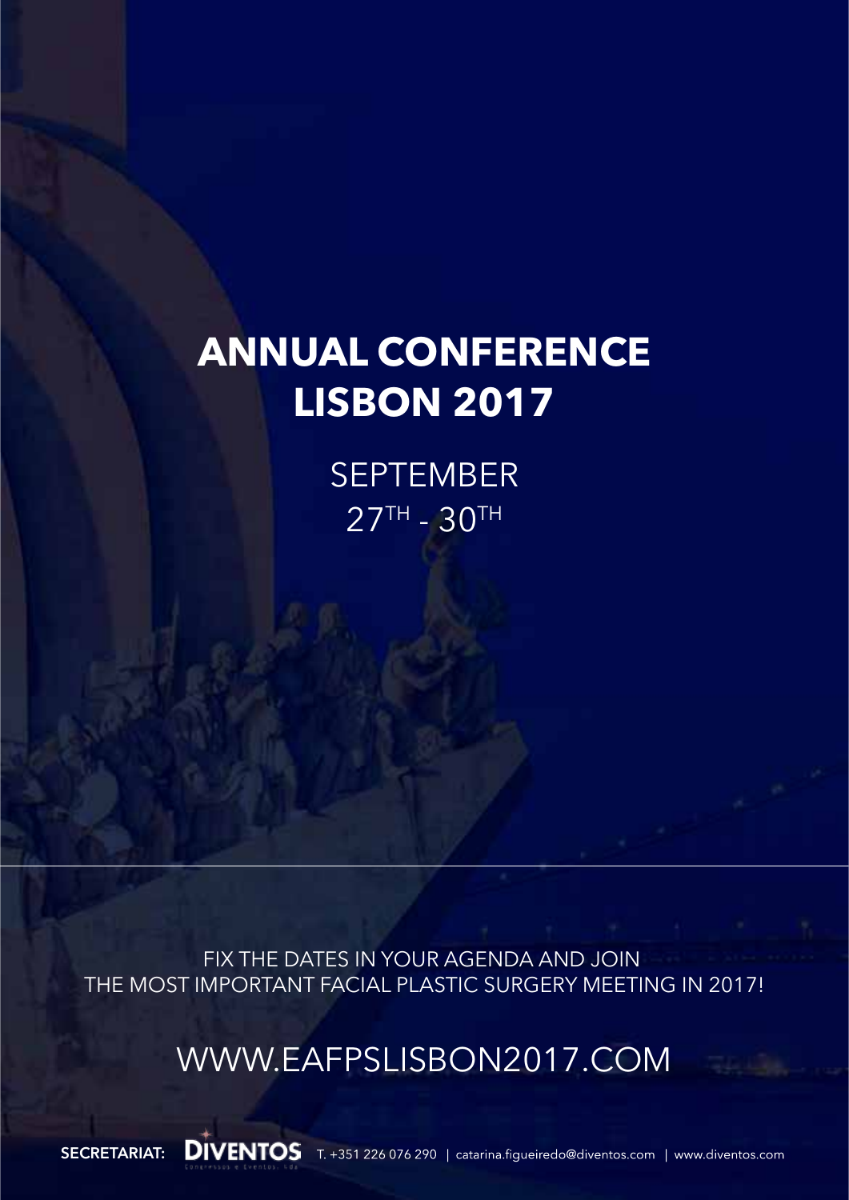# ANNUAL CONFERENCE
# LISBON 2017

SEPTEMBER
27TH - 30TH

FIX THE DATES IN YOUR AGENDA AND JOIN
THE MOST IMPORTANT FACIAL PLASTIC SURGERY MEETING IN 2017!

WWW.EAFPSLISBON2017.COM

**SECRETARIAT:** DIVENTOS Congressos e Eventos, Lda T. +351 226 076 290 | catarina.figueiredo@diventos.com | www.diventos.com